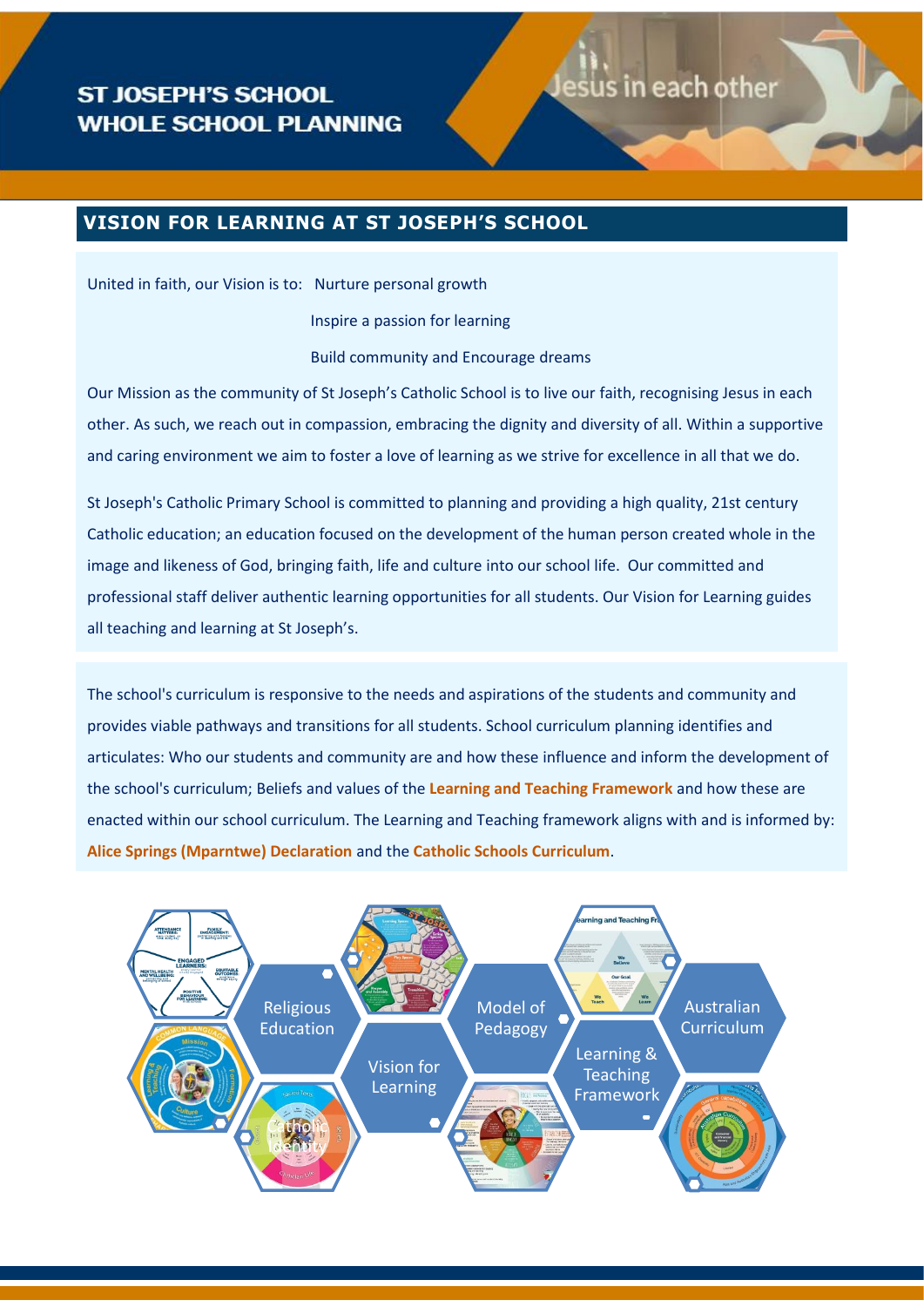# ST JOSEPH'S SCHOOL WHOLE SCHOOL PLANNING

Jesus in each other

## VISION FOR LEARNING AT ST JOSEPH'S SCHOOL

United in faith, our Vision is to: Nurture personal growth

Inspire a passion for learning

Build community and Encourage dreams

Our Mission as the community of St Joseph's Catholic School is to live our faith, recognising Jesus in each other. As such, we reach out in compassion, embracing the dignity and diversity of all. Within a supportive and caring environment we aim to foster a love of learning as we strive for excellence in all that we do.

St Joseph's Catholic Primary School is committed to planning and providing a high quality, 21st century Catholic education; an education focused on the development of the human person created whole in the image and likeness of God, bringing faith, life and culture into our school life. Our committed and professional staff deliver authentic learning opportunities for all students. Our Vision for Learning guides all teaching and learning at St Joseph's.

The school's curriculum is responsive to the needs and aspirations of the students and community and provides viable pathways and transitions for all students. School curriculum planning identifies and articulates: Who our students and community are and how these influence and inform the development of the school's curriculum; Beliefs and values of the **Learning and Teaching Framework** and how these are enacted within our school curriculum. The Learning and Teaching framework aligns with and is informed by: **Alice Springs (Mparntwe) Declaration** and the **Catholic Schools Curriculum**.

Religious Education

Vision for Learning

Model of Pedagogy

Learning & Teaching Framework

Australian Curriculum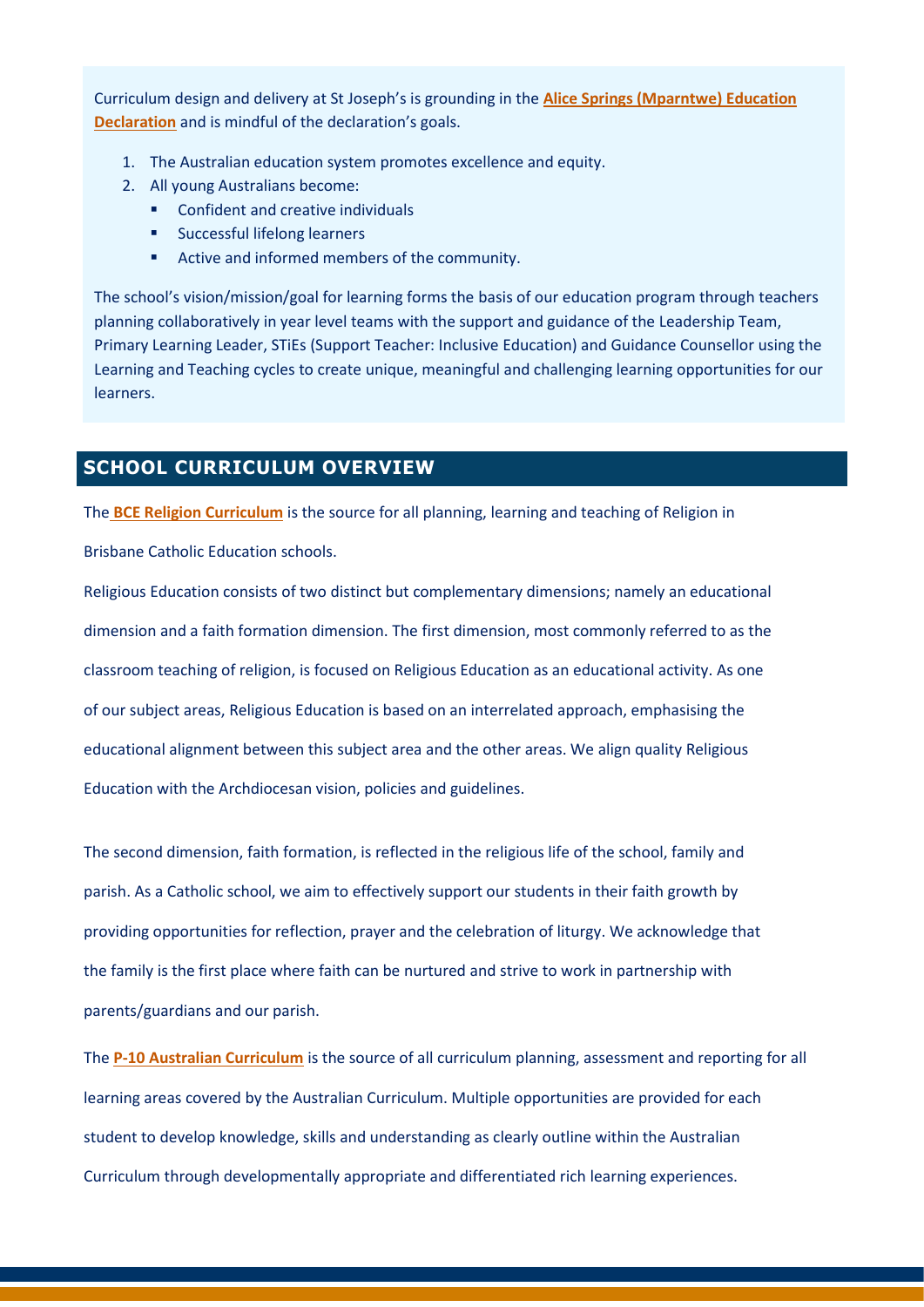Curriculum design and delivery at St Joseph's is grounding in the **Alice Springs (Mparntwe) Education Declaration** and is mindful of the declaration's goals.

1. The Australian education system promotes excellence and equity.
2. All young Australians become:
   - Confident and creative individuals
   - Successful lifelong learners
   - Active and informed members of the community.

The school's vision/mission/goal for learning forms the basis of our education program through teachers planning collaboratively in year level teams with the support and guidance of the Leadership Team, Primary Learning Leader, STiEs (Support Teacher: Inclusive Education) and Guidance Counsellor using the Learning and Teaching cycles to create unique, meaningful and challenging learning opportunities for our learners.

## SCHOOL CURRICULUM OVERVIEW

The **BCE Religion Curriculum** is the source for all planning, learning and teaching of Religion in Brisbane Catholic Education schools.

Religious Education consists of two distinct but complementary dimensions; namely an educational dimension and a faith formation dimension. The first dimension, most commonly referred to as the classroom teaching of religion, is focused on Religious Education as an educational activity. As one of our subject areas, Religious Education is based on an interrelated approach, emphasising the educational alignment between this subject area and the other areas. We align quality Religious Education with the Archdiocesan vision, policies and guidelines.

The second dimension, faith formation, is reflected in the religious life of the school, family and parish. As a Catholic school, we aim to effectively support our students in their faith growth by providing opportunities for reflection, prayer and the celebration of liturgy. We acknowledge that the family is the first place where faith can be nurtured and strive to work in partnership with parents/guardians and our parish.

The **P-10 Australian Curriculum** is the source of all curriculum planning, assessment and reporting for all learning areas covered by the Australian Curriculum. Multiple opportunities are provided for each student to develop knowledge, skills and understanding as clearly outline within the Australian Curriculum through developmentally appropriate and differentiated rich learning experiences.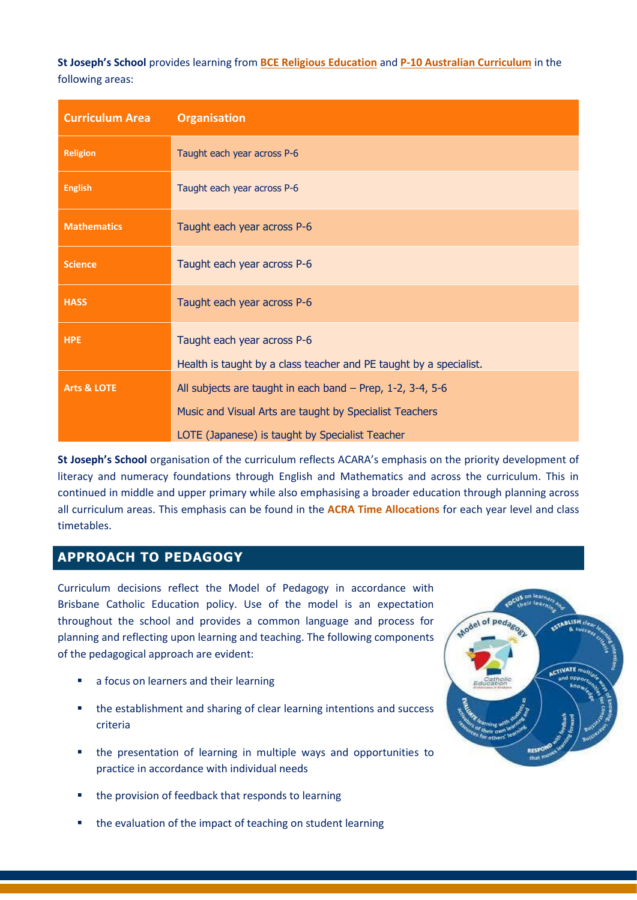**St Joseph's School** provides learning from **BCE Religious Education** and **P-10 Australian Curriculum** in the following areas:

| Curriculum Area | Organisation |
|---|---|
| **Religion** | Taught each year across P-6 |
| **English** | Taught each year across P-6 |
| **Mathematics** | Taught each year across P-6 |
| **Science** | Taught each year across P-6 |
| **HASS** | Taught each year across P-6 |
| **HPE** | Taught each year across P-6<br>Health is taught by a class teacher and PE taught by a specialist. |
| **Arts & LOTE** | All subjects are taught in each band – Prep, 1-2, 3-4, 5-6<br>Music and Visual Arts are taught by Specialist Teachers<br>LOTE (Japanese) is taught by Specialist Teacher |

**St Joseph's School** organisation of the curriculum reflects ACARA's emphasis on the priority development of literacy and numeracy foundations through English and Mathematics and across the curriculum. This in continued in middle and upper primary while also emphasising a broader education through planning across all curriculum areas. This emphasis can be found in the **ACRA Time Allocations** for each year level and class timetables.

## APPROACH TO PEDAGOGY

Curriculum decisions reflect the Model of Pedagogy in accordance with Brisbane Catholic Education policy. Use of the model is an expectation throughout the school and provides a common language and process for planning and reflecting upon learning and teaching. The following components of the pedagogical approach are evident:

- a focus on learners and their learning
- the establishment and sharing of clear learning intentions and success criteria
- the presentation of learning in multiple ways and opportunities to practice in accordance with individual needs
- the provision of feedback that responds to learning
- the evaluation of the impact of teaching on student learning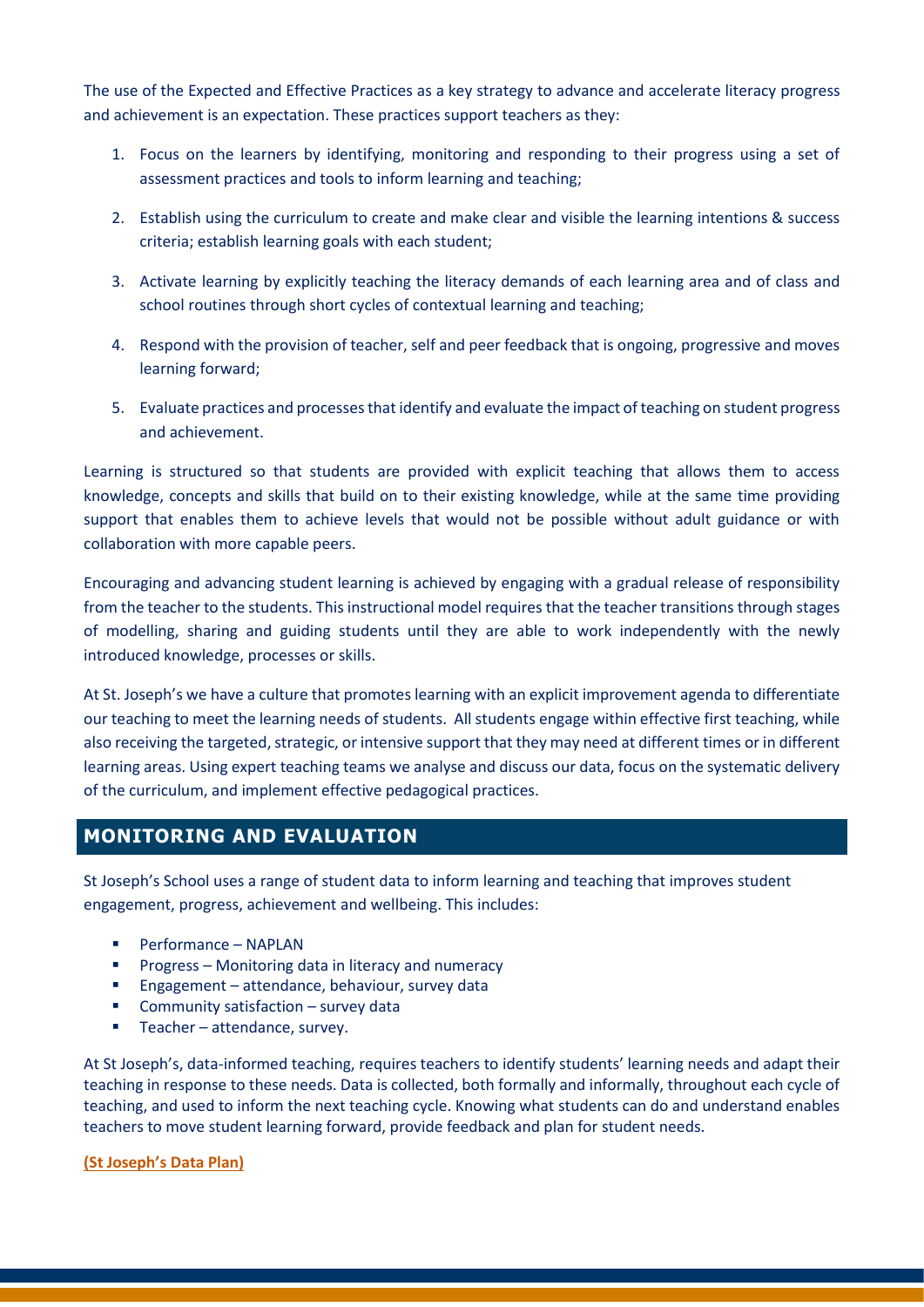The use of the Expected and Effective Practices as a key strategy to advance and accelerate literacy progress and achievement is an expectation. These practices support teachers as they:

1. Focus on the learners by identifying, monitoring and responding to their progress using a set of assessment practices and tools to inform learning and teaching;
2. Establish using the curriculum to create and make clear and visible the learning intentions & success criteria; establish learning goals with each student;
3. Activate learning by explicitly teaching the literacy demands of each learning area and of class and school routines through short cycles of contextual learning and teaching;
4. Respond with the provision of teacher, self and peer feedback that is ongoing, progressive and moves learning forward;
5. Evaluate practices and processes that identify and evaluate the impact of teaching on student progress and achievement.

Learning is structured so that students are provided with explicit teaching that allows them to access knowledge, concepts and skills that build on to their existing knowledge, while at the same time providing support that enables them to achieve levels that would not be possible without adult guidance or with collaboration with more capable peers.

Encouraging and advancing student learning is achieved by engaging with a gradual release of responsibility from the teacher to the students. This instructional model requires that the teacher transitions through stages of modelling, sharing and guiding students until they are able to work independently with the newly introduced knowledge, processes or skills.

At St. Joseph's we have a culture that promotes learning with an explicit improvement agenda to differentiate our teaching to meet the learning needs of students. All students engage within effective first teaching, while also receiving the targeted, strategic, or intensive support that they may need at different times or in different learning areas. Using expert teaching teams we analyse and discuss our data, focus on the systematic delivery of the curriculum, and implement effective pedagogical practices.

## MONITORING AND EVALUATION

St Joseph's School uses a range of student data to inform learning and teaching that improves student engagement, progress, achievement and wellbeing. This includes:

- Performance – NAPLAN
- Progress – Monitoring data in literacy and numeracy
- Engagement – attendance, behaviour, survey data
- Community satisfaction – survey data
- Teacher – attendance, survey.

At St Joseph's, data-informed teaching, requires teachers to identify students' learning needs and adapt their teaching in response to these needs. Data is collected, both formally and informally, throughout each cycle of teaching, and used to inform the next teaching cycle. Knowing what students can do and understand enables teachers to move student learning forward, provide feedback and plan for student needs.

**(St Joseph's Data Plan)**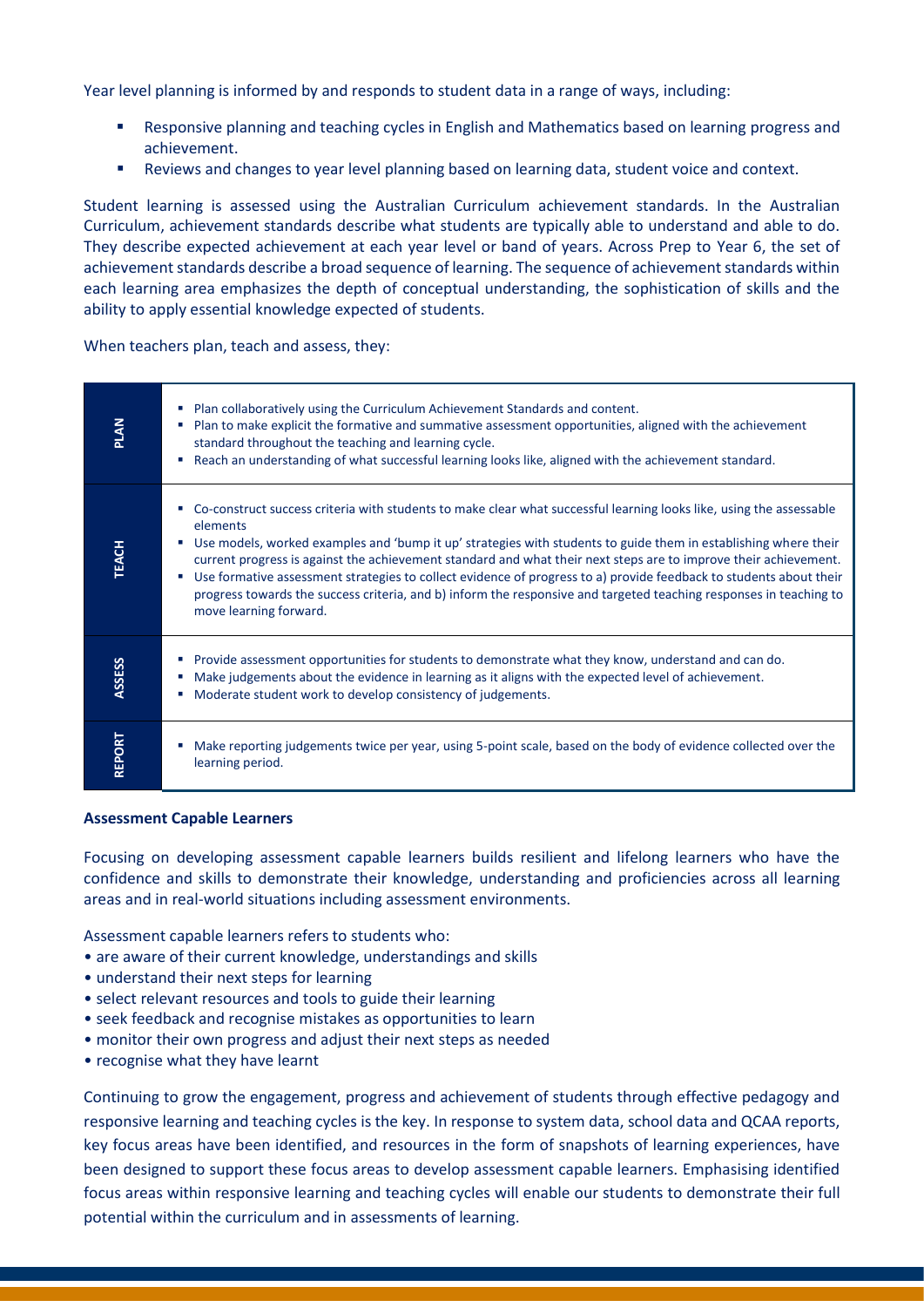Year level planning is informed by and responds to student data in a range of ways, including:

- Responsive planning and teaching cycles in English and Mathematics based on learning progress and achievement.
- Reviews and changes to year level planning based on learning data, student voice and context.

Student learning is assessed using the Australian Curriculum achievement standards. In the Australian Curriculum, achievement standards describe what students are typically able to understand and able to do. They describe expected achievement at each year level or band of years. Across Prep to Year 6, the set of achievement standards describe a broad sequence of learning. The sequence of achievement standards within each learning area emphasizes the depth of conceptual understanding, the sophistication of skills and the ability to apply essential knowledge expected of students.

When teachers plan, teach and assess, they:

| | |
|---|---|
| **PLAN** | ▪ Plan collaboratively using the Curriculum Achievement Standards and content.<br>▪ Plan to make explicit the formative and summative assessment opportunities, aligned with the achievement standard throughout the teaching and learning cycle.<br>▪ Reach an understanding of what successful learning looks like, aligned with the achievement standard. |
| **TEACH** | ▪ Co-construct success criteria with students to make clear what successful learning looks like, using the assessable elements<br>▪ Use models, worked examples and 'bump it up' strategies with students to guide them in establishing where their current progress is against the achievement standard and what their next steps are to improve their achievement.<br>▪ Use formative assessment strategies to collect evidence of progress to a) provide feedback to students about their progress towards the success criteria, and b) inform the responsive and targeted teaching responses in teaching to move learning forward. |
| **ASSESS** | ▪ Provide assessment opportunities for students to demonstrate what they know, understand and can do.<br>▪ Make judgements about the evidence in learning as it aligns with the expected level of achievement.<br>▪ Moderate student work to develop consistency of judgements. |
| **REPORT** | ▪ Make reporting judgements twice per year, using 5-point scale, based on the body of evidence collected over the learning period. |

**Assessment Capable Learners**

Focusing on developing assessment capable learners builds resilient and lifelong learners who have the confidence and skills to demonstrate their knowledge, understanding and proficiencies across all learning areas and in real-world situations including assessment environments.

Assessment capable learners refers to students who:

- are aware of their current knowledge, understandings and skills
- understand their next steps for learning
- select relevant resources and tools to guide their learning
- seek feedback and recognise mistakes as opportunities to learn
- monitor their own progress and adjust their next steps as needed
- recognise what they have learnt

Continuing to grow the engagement, progress and achievement of students through effective pedagogy and responsive learning and teaching cycles is the key. In response to system data, school data and QCAA reports, key focus areas have been identified, and resources in the form of snapshots of learning experiences, have been designed to support these focus areas to develop assessment capable learners. Emphasising identified focus areas within responsive learning and teaching cycles will enable our students to demonstrate their full potential within the curriculum and in assessments of learning.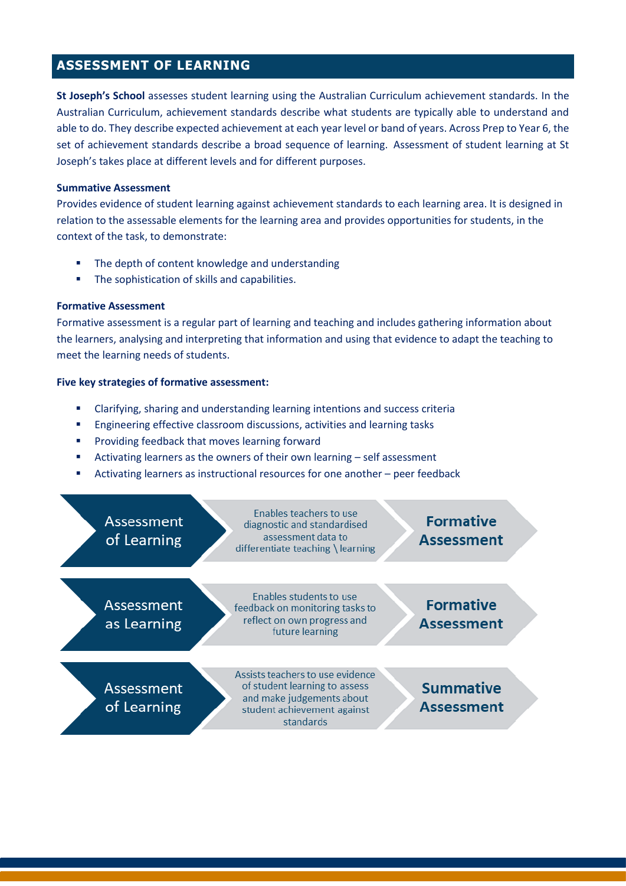## ASSESSMENT OF LEARNING

**St Joseph's School** assesses student learning using the Australian Curriculum achievement standards. In the Australian Curriculum, achievement standards describe what students are typically able to understand and able to do. They describe expected achievement at each year level or band of years. Across Prep to Year 6, the set of achievement standards describe a broad sequence of learning. Assessment of student learning at St Joseph's takes place at different levels and for different purposes.

**Summative Assessment**

Provides evidence of student learning against achievement standards to each learning area. It is designed in relation to the assessable elements for the learning area and provides opportunities for students, in the context of the task, to demonstrate:

- The depth of content knowledge and understanding
- The sophistication of skills and capabilities.

**Formative Assessment**

Formative assessment is a regular part of learning and teaching and includes gathering information about the learners, analysing and interpreting that information and using that evidence to adapt the teaching to meet the learning needs of students.

**Five key strategies of formative assessment:**

- Clarifying, sharing and understanding learning intentions and success criteria
- Engineering effective classroom discussions, activities and learning tasks
- Providing feedback that moves learning forward
- Activating learners as the owners of their own learning – self assessment
- Activating learners as instructional resources for one another – peer feedback

| | | |
|---|---|---|
| Assessment of Learning | Enables teachers to use diagnostic and standardised assessment data to differentiate teaching \ learning | **Formative Assessment** |
| Assessment as Learning | Enables students to use feedback on monitoring tasks to reflect on own progress and future learning | **Formative Assessment** |
| Assessment of Learning | Assists teachers to use evidence of student learning to assess and make judgements about student achievement against standards | **Summative Assessment** |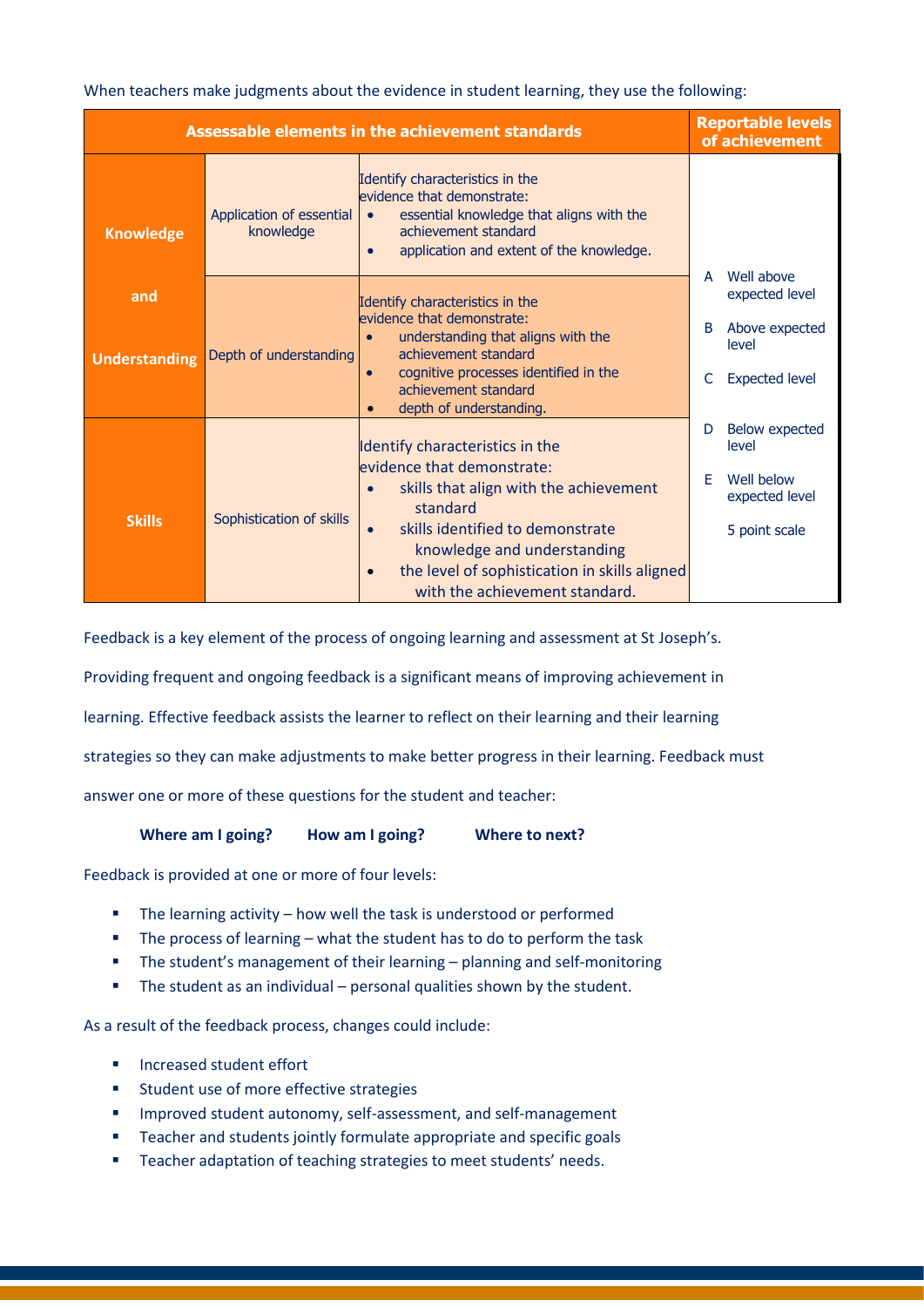When teachers make judgments about the evidence in student learning, they use the following:

| Assessable elements in the achievement standards | | | Reportable levels of achievement |
|---|---|---|---|
| **Knowledge and Understanding** | Application of essential knowledge | Identify characteristics in the evidence that demonstrate:<br>• essential knowledge that aligns with the achievement standard<br>• application and extent of the knowledge. | A Well above expected level<br>B Above expected level<br>C Expected level<br>D Below expected level<br>E Well below expected level<br>5 point scale |
| | Depth of understanding | Identify characteristics in the evidence that demonstrate:<br>• understanding that aligns with the achievement standard<br>• cognitive processes identified in the achievement standard<br>• depth of understanding. | |
| **Skills** | Sophistication of skills | Identify characteristics in the evidence that demonstrate:<br>• skills that align with the achievement standard<br>• skills identified to demonstrate knowledge and understanding<br>• the level of sophistication in skills aligned with the achievement standard. | |

Feedback is a key element of the process of ongoing learning and assessment at St Joseph's.

Providing frequent and ongoing feedback is a significant means of improving achievement in learning. Effective feedback assists the learner to reflect on their learning and their learning strategies so they can make adjustments to make better progress in their learning. Feedback must answer one or more of these questions for the student and teacher:

**Where am I going?** **How am I going?** **Where to next?**

Feedback is provided at one or more of four levels:

- The learning activity – how well the task is understood or performed
- The process of learning – what the student has to do to perform the task
- The student's management of their learning – planning and self-monitoring
- The student as an individual – personal qualities shown by the student.

As a result of the feedback process, changes could include:

- Increased student effort
- Student use of more effective strategies
- Improved student autonomy, self-assessment, and self-management
- Teacher and students jointly formulate appropriate and specific goals
- Teacher adaptation of teaching strategies to meet students' needs.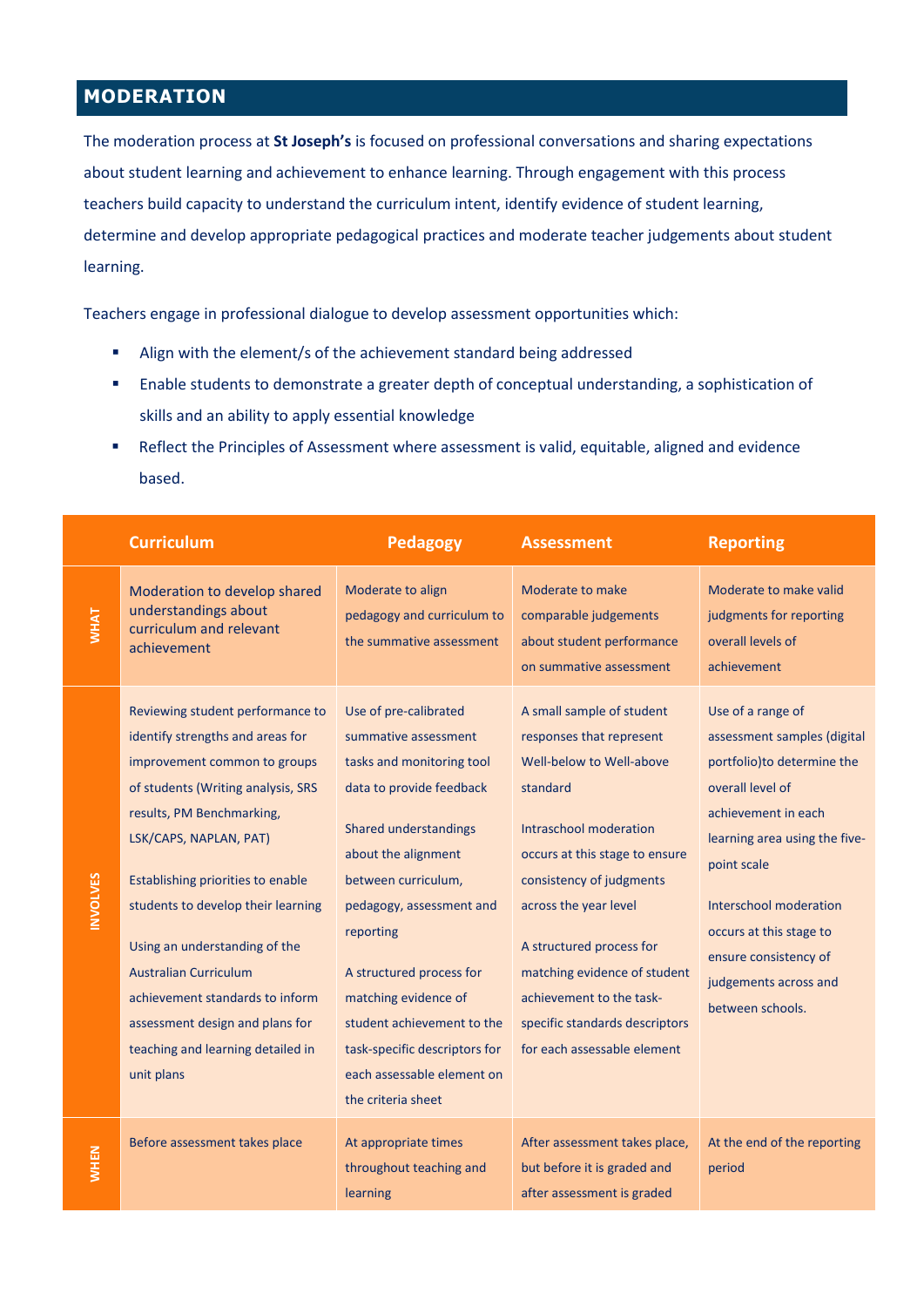## MODERATION

The moderation process at **St Joseph's** is focused on professional conversations and sharing expectations about student learning and achievement to enhance learning. Through engagement with this process teachers build capacity to understand the curriculum intent, identify evidence of student learning, determine and develop appropriate pedagogical practices and moderate teacher judgements about student learning.

Teachers engage in professional dialogue to develop assessment opportunities which:

- Align with the element/s of the achievement standard being addressed
- Enable students to demonstrate a greater depth of conceptual understanding, a sophistication of skills and an ability to apply essential knowledge
- Reflect the Principles of Assessment where assessment is valid, equitable, aligned and evidence based.

| | Curriculum | Pedagogy | Assessment | Reporting |
|---|---|---|---|---|
| WHAT | Moderation to develop shared understandings about curriculum and relevant achievement | Moderate to align pedagogy and curriculum to the summative assessment | Moderate to make comparable judgements about student performance on summative assessment | Moderate to make valid judgments for reporting overall levels of achievement |
| INVOLVES | Reviewing student performance to identify strengths and areas for improvement common to groups of students (Writing analysis, SRS results, PM Benchmarking, LSK/CAPS, NAPLAN, PAT)<br><br>Establishing priorities to enable students to develop their learning<br><br>Using an understanding of the Australian Curriculum achievement standards to inform assessment design and plans for teaching and learning detailed in unit plans | Use of pre-calibrated summative assessment tasks and monitoring tool data to provide feedback<br><br>Shared understandings about the alignment between curriculum, pedagogy, assessment and reporting<br><br>A structured process for matching evidence of student achievement to the task-specific descriptors for each assessable element on the criteria sheet | A small sample of student responses that represent Well-below to Well-above standard<br><br>Intraschool moderation occurs at this stage to ensure consistency of judgments across the year level<br><br>A structured process for matching evidence of student achievement to the task-specific standards descriptors for each assessable element | Use of a range of assessment samples (digital portfolio)to determine the overall level of achievement in each learning area using the five-point scale<br><br>Interschool moderation occurs at this stage to ensure consistency of judgements across and between schools. |
| WHEN | Before assessment takes place | At appropriate times throughout teaching and learning | After assessment takes place, but before it is graded and after assessment is graded | At the end of the reporting period |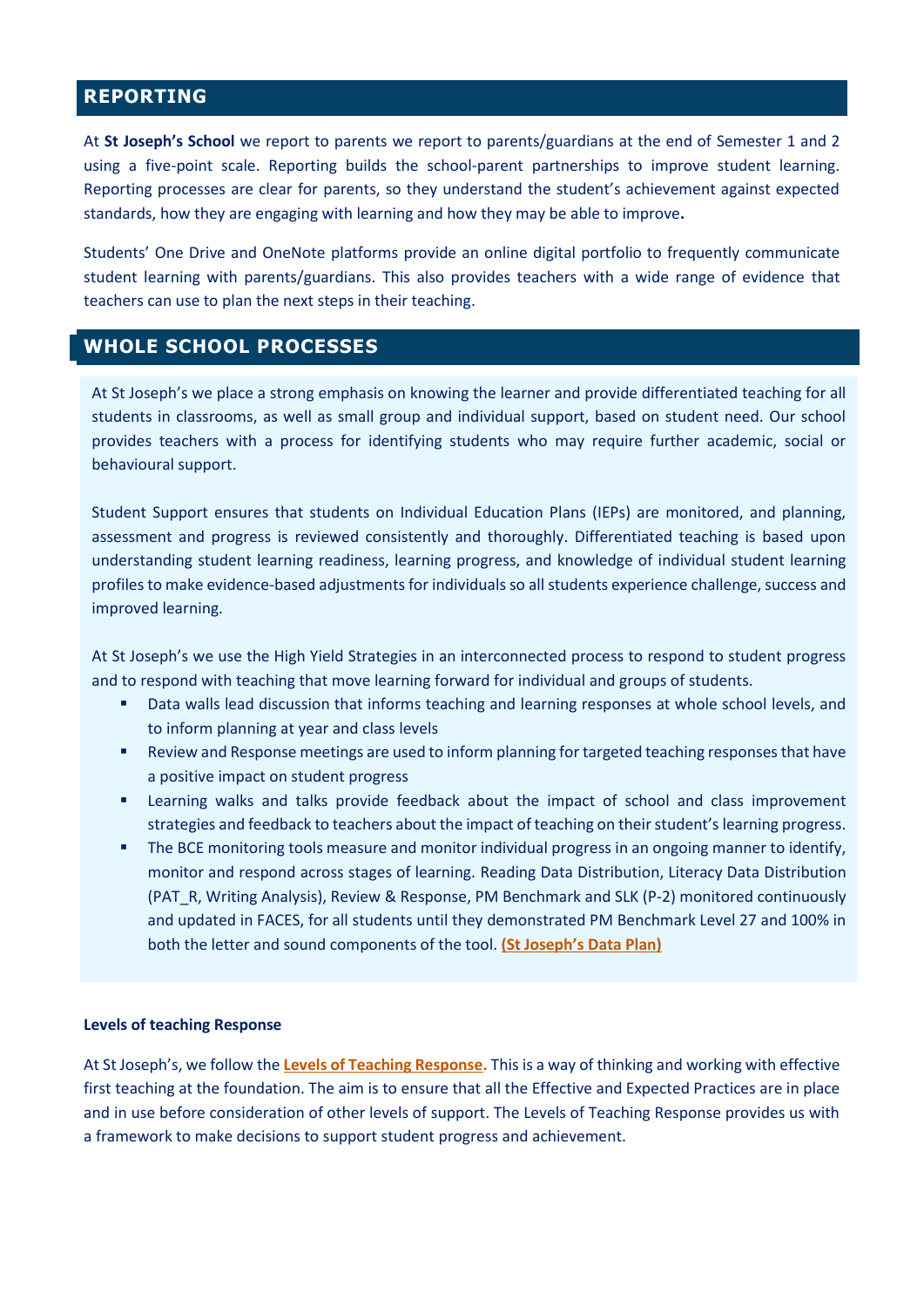## REPORTING

At **St Joseph's School** we report to parents we report to parents/guardians at the end of Semester 1 and 2 using a five-point scale. Reporting builds the school-parent partnerships to improve student learning. Reporting processes are clear for parents, so they understand the student's achievement against expected standards, how they are engaging with learning and how they may be able to improve**.**

Students' One Drive and OneNote platforms provide an online digital portfolio to frequently communicate student learning with parents/guardians. This also provides teachers with a wide range of evidence that teachers can use to plan the next steps in their teaching.

## WHOLE SCHOOL PROCESSES

At St Joseph's we place a strong emphasis on knowing the learner and provide differentiated teaching for all students in classrooms, as well as small group and individual support, based on student need. Our school provides teachers with a process for identifying students who may require further academic, social or behavioural support.

Student Support ensures that students on Individual Education Plans (IEPs) are monitored, and planning, assessment and progress is reviewed consistently and thoroughly. Differentiated teaching is based upon understanding student learning readiness, learning progress, and knowledge of individual student learning profiles to make evidence-based adjustments for individuals so all students experience challenge, success and improved learning.

At St Joseph's we use the High Yield Strategies in an interconnected process to respond to student progress and to respond with teaching that move learning forward for individual and groups of students.

- Data walls lead discussion that informs teaching and learning responses at whole school levels, and to inform planning at year and class levels
- Review and Response meetings are used to inform planning for targeted teaching responses that have a positive impact on student progress
- Learning walks and talks provide feedback about the impact of school and class improvement strategies and feedback to teachers about the impact of teaching on their student's learning progress.
- The BCE monitoring tools measure and monitor individual progress in an ongoing manner to identify, monitor and respond across stages of learning. Reading Data Distribution, Literacy Data Distribution (PAT_R, Writing Analysis), Review & Response, PM Benchmark and SLK (P-2) monitored continuously and updated in FACES, for all students until they demonstrated PM Benchmark Level 27 and 100% in both the letter and sound components of the tool. **(St Joseph's Data Plan)**

**Levels of teaching Response**

At St Joseph's, we follow the **Levels of Teaching Response.** This is a way of thinking and working with effective first teaching at the foundation. The aim is to ensure that all the Effective and Expected Practices are in place and in use before consideration of other levels of support. The Levels of Teaching Response provides us with a framework to make decisions to support student progress and achievement.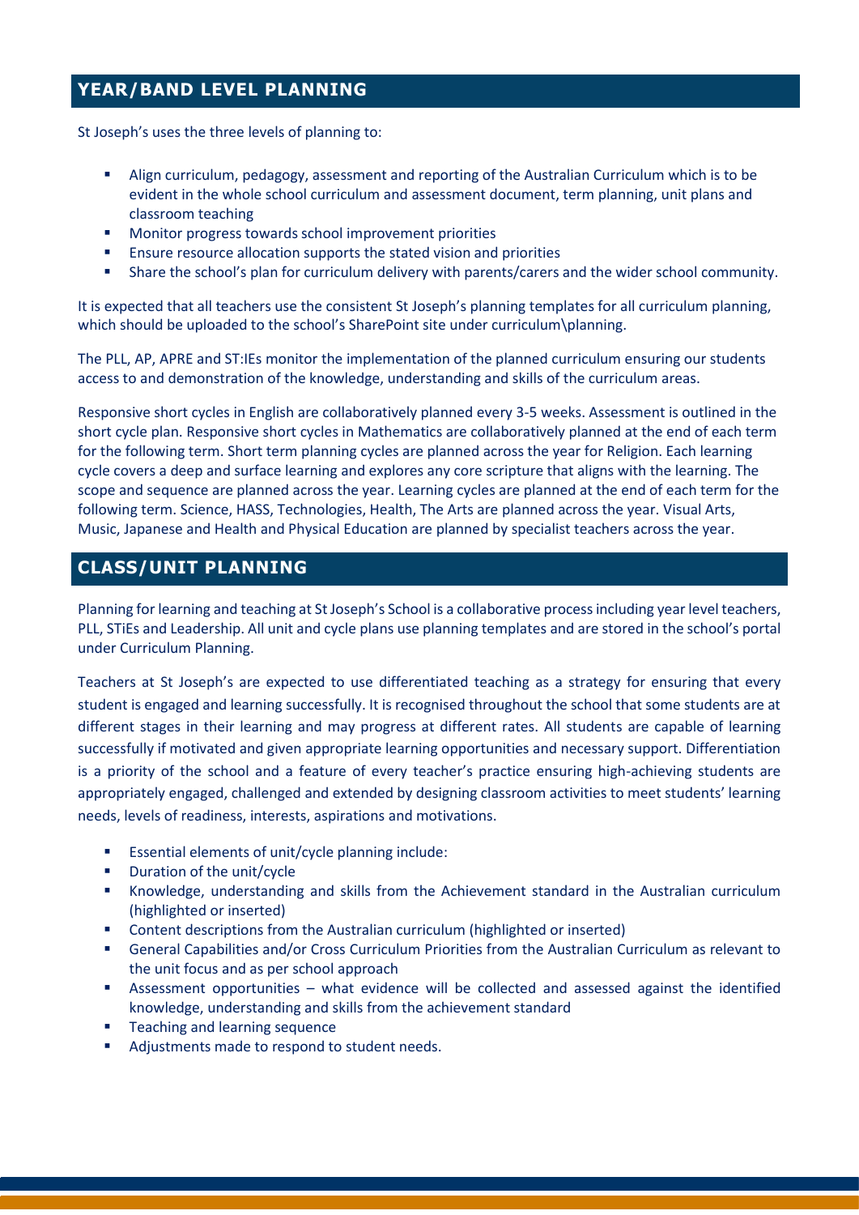## YEAR/BAND LEVEL PLANNING

St Joseph's uses the three levels of planning to:

- Align curriculum, pedagogy, assessment and reporting of the Australian Curriculum which is to be evident in the whole school curriculum and assessment document, term planning, unit plans and classroom teaching
- Monitor progress towards school improvement priorities
- Ensure resource allocation supports the stated vision and priorities
- Share the school's plan for curriculum delivery with parents/carers and the wider school community.

It is expected that all teachers use the consistent St Joseph's planning templates for all curriculum planning, which should be uploaded to the school's SharePoint site under curriculum\planning.

The PLL, AP, APRE and ST:IEs monitor the implementation of the planned curriculum ensuring our students access to and demonstration of the knowledge, understanding and skills of the curriculum areas.

Responsive short cycles in English are collaboratively planned every 3-5 weeks. Assessment is outlined in the short cycle plan. Responsive short cycles in Mathematics are collaboratively planned at the end of each term for the following term. Short term planning cycles are planned across the year for Religion. Each learning cycle covers a deep and surface learning and explores any core scripture that aligns with the learning. The scope and sequence are planned across the year. Learning cycles are planned at the end of each term for the following term. Science, HASS, Technologies, Health, The Arts are planned across the year. Visual Arts, Music, Japanese and Health and Physical Education are planned by specialist teachers across the year.

## CLASS/UNIT PLANNING

Planning for learning and teaching at St Joseph's School is a collaborative process including year level teachers, PLL, STiEs and Leadership. All unit and cycle plans use planning templates and are stored in the school's portal under Curriculum Planning.

Teachers at St Joseph's are expected to use differentiated teaching as a strategy for ensuring that every student is engaged and learning successfully. It is recognised throughout the school that some students are at different stages in their learning and may progress at different rates. All students are capable of learning successfully if motivated and given appropriate learning opportunities and necessary support. Differentiation is a priority of the school and a feature of every teacher's practice ensuring high-achieving students are appropriately engaged, challenged and extended by designing classroom activities to meet students' learning needs, levels of readiness, interests, aspirations and motivations.

- Essential elements of unit/cycle planning include:
- Duration of the unit/cycle
- Knowledge, understanding and skills from the Achievement standard in the Australian curriculum (highlighted or inserted)
- Content descriptions from the Australian curriculum (highlighted or inserted)
- General Capabilities and/or Cross Curriculum Priorities from the Australian Curriculum as relevant to the unit focus and as per school approach
- Assessment opportunities – what evidence will be collected and assessed against the identified knowledge, understanding and skills from the achievement standard
- Teaching and learning sequence
- Adjustments made to respond to student needs.